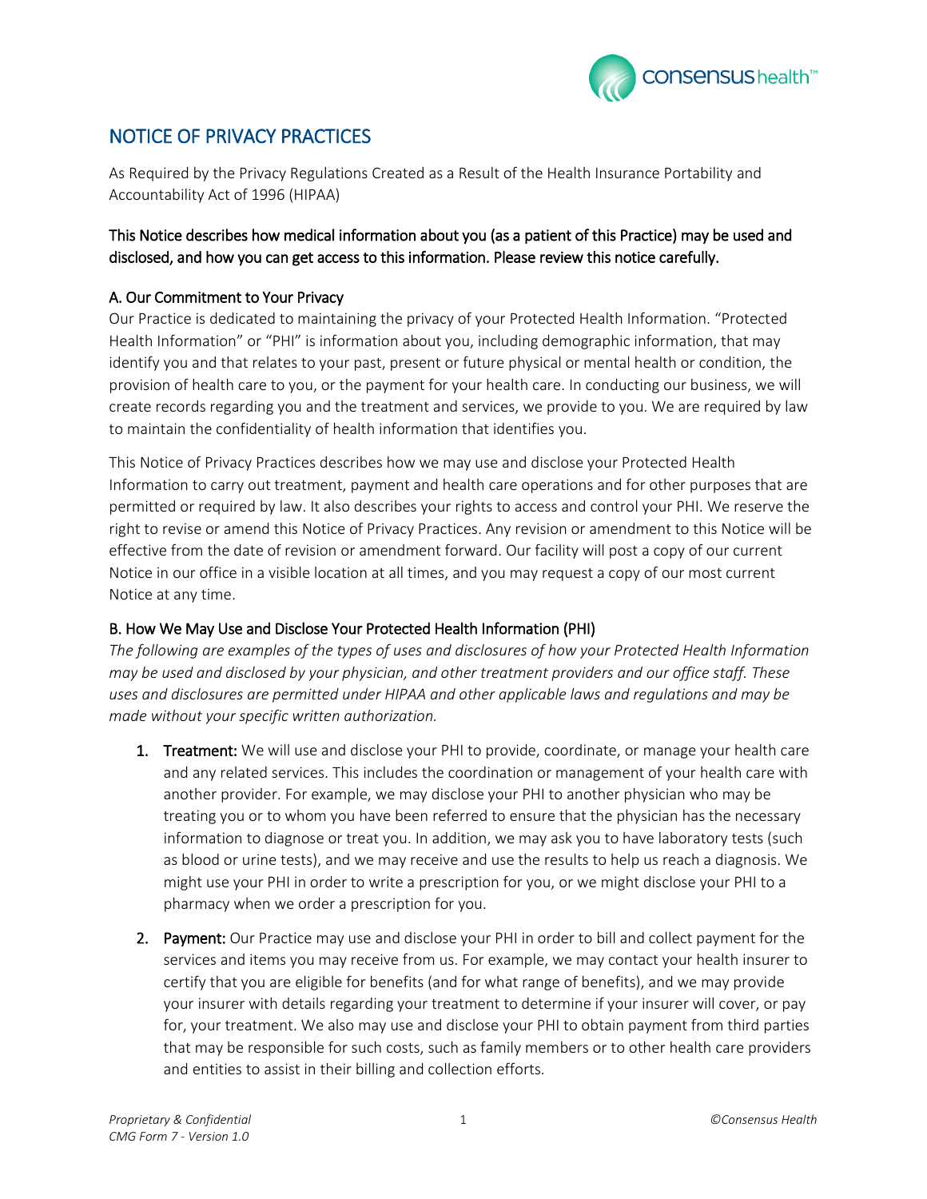# NOTICE OF PRIVACY PRACTICES

As Required by the Privacy Regulations Created as a Result of the Health Insurance Portability and Accountability Act of 1996 (HIPAA)

**This Notice describes how medical information about you (as a patient of this Practice) may be used and disclosed, and how you can get access to this information. Please review this notice carefully.**

## A. Our Commitment to Your Privacy

Our Practice is dedicated to maintaining the privacy of your Protected Health Information. "Protected Health Information" or "PHI" is information about you, including demographic information, that may identify you and that relates to your past, present or future physical or mental health or condition, the provision of health care to you, or the payment for your health care. In conducting our business, we will create records regarding you and the treatment and services, we provide to you. We are required by law to maintain the confidentiality of health information that identifies you.

This Notice of Privacy Practices describes how we may use and disclose your Protected Health Information to carry out treatment, payment and health care operations and for other purposes that are permitted or required by law. It also describes your rights to access and control your PHI. We reserve the right to revise or amend this Notice of Privacy Practices. Any revision or amendment to this Notice will be effective from the date of revision or amendment forward. Our facility will post a copy of our current Notice in our office in a visible location at all times, and you may request a copy of our most current Notice at any time.

## B. How We May Use and Disclose Your Protected Health Information (PHI)

*The following are examples of the types of uses and disclosures of how your Protected Health Information may be used and disclosed by your physician, and other treatment providers and our office staff. These uses and disclosures are permitted under HIPAA and other applicable laws and regulations and may be made without your specific written authorization.*

1. **Treatment:** We will use and disclose your PHI to provide, coordinate, or manage your health care and any related services. This includes the coordination or management of your health care with another provider. For example, we may disclose your PHI to another physician who may be treating you or to whom you have been referred to ensure that the physician has the necessary information to diagnose or treat you. In addition, we may ask you to have laboratory tests (such as blood or urine tests), and we may receive and use the results to help us reach a diagnosis. We might use your PHI in order to write a prescription for you, or we might disclose your PHI to a pharmacy when we order a prescription for you.

2. **Payment:** Our Practice may use and disclose your PHI in order to bill and collect payment for the services and items you may receive from us. For example, we may contact your health insurer to certify that you are eligible for benefits (and for what range of benefits), and we may provide your insurer with details regarding your treatment to determine if your insurer will cover, or pay for, your treatment. We also may use and disclose your PHI to obtain payment from third parties that may be responsible for such costs, such as family members or to other health care providers and entities to assist in their billing and collection efforts.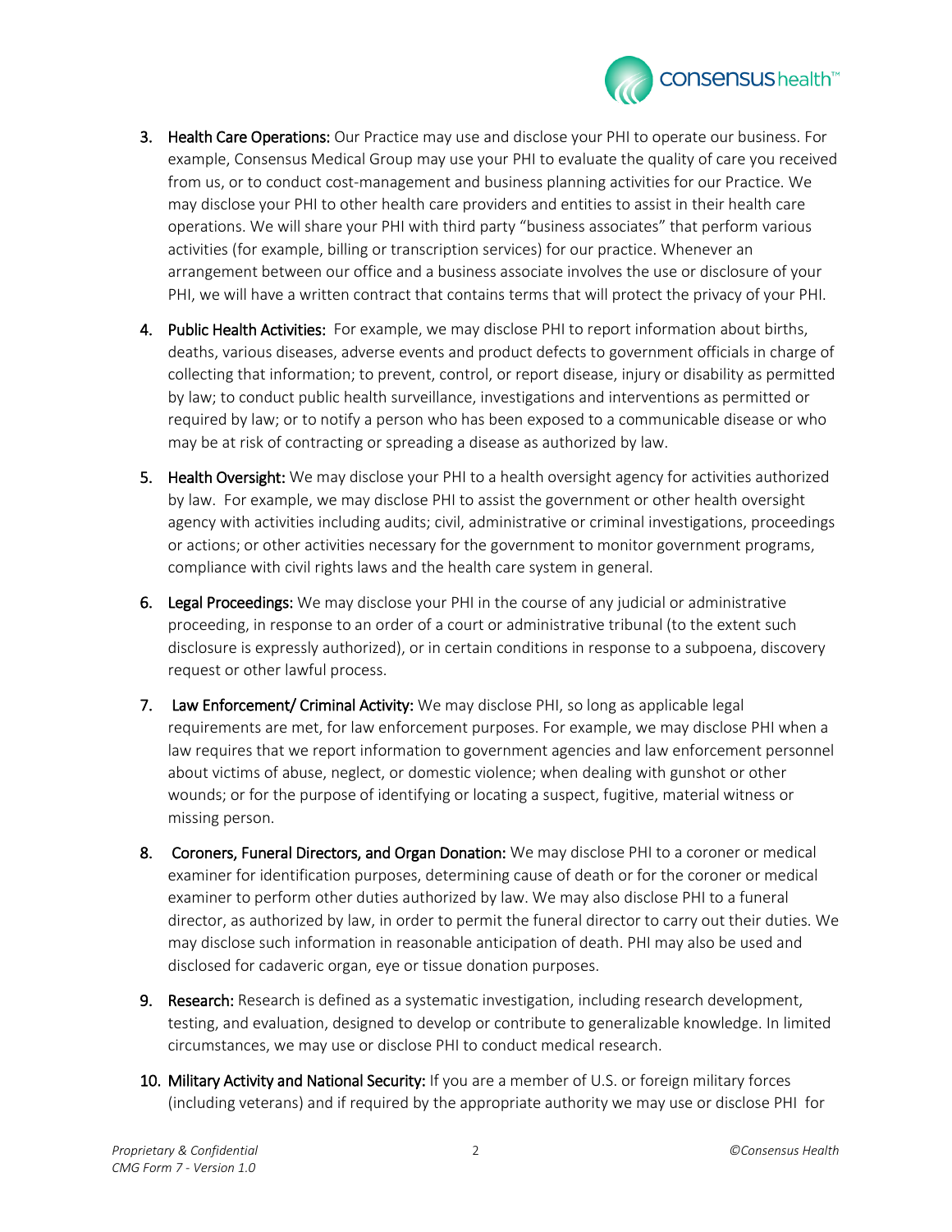3. **Health Care Operations:** Our Practice may use and disclose your PHI to operate our business. For example, Consensus Medical Group may use your PHI to evaluate the quality of care you received from us, or to conduct cost-management and business planning activities for our Practice. We may disclose your PHI to other health care providers and entities to assist in their health care operations. We will share your PHI with third party "business associates" that perform various activities (for example, billing or transcription services) for our practice. Whenever an arrangement between our office and a business associate involves the use or disclosure of your PHI, we will have a written contract that contains terms that will protect the privacy of your PHI.

4. **Public Health Activities:** For example, we may disclose PHI to report information about births, deaths, various diseases, adverse events and product defects to government officials in charge of collecting that information; to prevent, control, or report disease, injury or disability as permitted by law; to conduct public health surveillance, investigations and interventions as permitted or required by law; or to notify a person who has been exposed to a communicable disease or who may be at risk of contracting or spreading a disease as authorized by law.

5. **Health Oversight:** We may disclose your PHI to a health oversight agency for activities authorized by law. For example, we may disclose PHI to assist the government or other health oversight agency with activities including audits; civil, administrative or criminal investigations, proceedings or actions; or other activities necessary for the government to monitor government programs, compliance with civil rights laws and the health care system in general.

6. **Legal Proceedings:** We may disclose your PHI in the course of any judicial or administrative proceeding, in response to an order of a court or administrative tribunal (to the extent such disclosure is expressly authorized), or in certain conditions in response to a subpoena, discovery request or other lawful process.

7. **Law Enforcement/ Criminal Activity:** We may disclose PHI, so long as applicable legal requirements are met, for law enforcement purposes. For example, we may disclose PHI when a law requires that we report information to government agencies and law enforcement personnel about victims of abuse, neglect, or domestic violence; when dealing with gunshot or other wounds; or for the purpose of identifying or locating a suspect, fugitive, material witness or missing person.

8. **Coroners, Funeral Directors, and Organ Donation:** We may disclose PHI to a coroner or medical examiner for identification purposes, determining cause of death or for the coroner or medical examiner to perform other duties authorized by law. We may also disclose PHI to a funeral director, as authorized by law, in order to permit the funeral director to carry out their duties. We may disclose such information in reasonable anticipation of death. PHI may also be used and disclosed for cadaveric organ, eye or tissue donation purposes.

9. **Research:** Research is defined as a systematic investigation, including research development, testing, and evaluation, designed to develop or contribute to generalizable knowledge. In limited circumstances, we may use or disclose PHI to conduct medical research.

10. **Military Activity and National Security:** If you are a member of U.S. or foreign military forces (including veterans) and if required by the appropriate authority we may use or disclose PHI for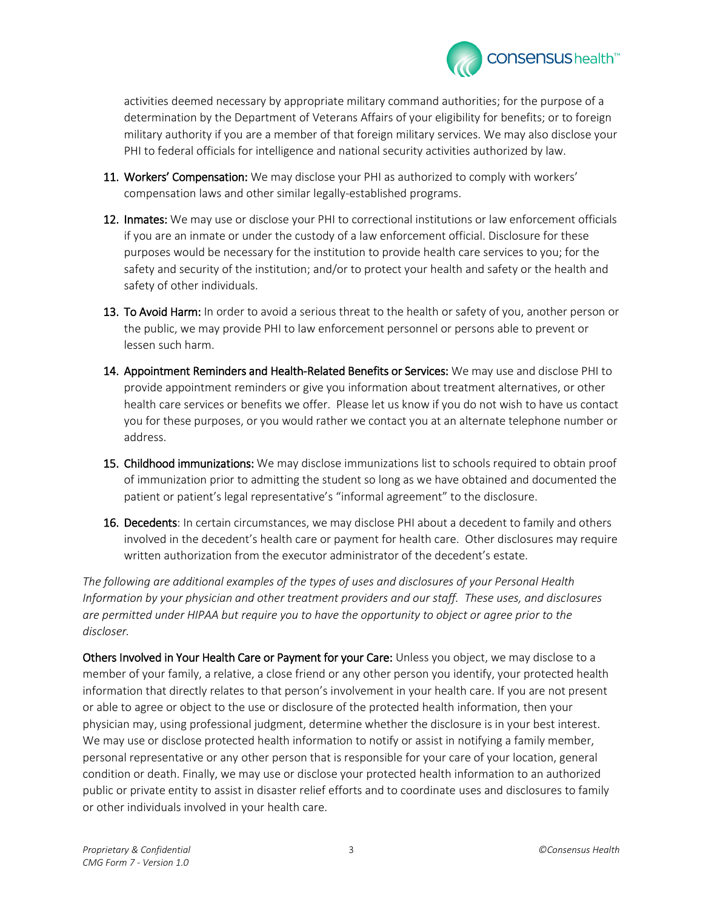activities deemed necessary by appropriate military command authorities; for the purpose of a determination by the Department of Veterans Affairs of your eligibility for benefits; or to foreign military authority if you are a member of that foreign military services. We may also disclose your PHI to federal officials for intelligence and national security activities authorized by law.

11. **Workers' Compensation:** We may disclose your PHI as authorized to comply with workers' compensation laws and other similar legally-established programs.

12. **Inmates:** We may use or disclose your PHI to correctional institutions or law enforcement officials if you are an inmate or under the custody of a law enforcement official. Disclosure for these purposes would be necessary for the institution to provide health care services to you; for the safety and security of the institution; and/or to protect your health and safety or the health and safety of other individuals.

13. **To Avoid Harm:** In order to avoid a serious threat to the health or safety of you, another person or the public, we may provide PHI to law enforcement personnel or persons able to prevent or lessen such harm.

14. **Appointment Reminders and Health-Related Benefits or Services:** We may use and disclose PHI to provide appointment reminders or give you information about treatment alternatives, or other health care services or benefits we offer. Please let us know if you do not wish to have us contact you for these purposes, or you would rather we contact you at an alternate telephone number or address.

15. **Childhood immunizations:** We may disclose immunizations list to schools required to obtain proof of immunization prior to admitting the student so long as we have obtained and documented the patient or patient's legal representative's "informal agreement" to the disclosure.

16. **Decedents**: In certain circumstances, we may disclose PHI about a decedent to family and others involved in the decedent's health care or payment for health care. Other disclosures may require written authorization from the executor administrator of the decedent's estate.

*The following are additional examples of the types of uses and disclosures of your Personal Health Information by your physician and other treatment providers and our staff. These uses, and disclosures are permitted under HIPAA but require you to have the opportunity to object or agree prior to the discloser.*

**Others Involved in Your Health Care or Payment for your Care:** Unless you object, we may disclose to a member of your family, a relative, a close friend or any other person you identify, your protected health information that directly relates to that person's involvement in your health care. If you are not present or able to agree or object to the use or disclosure of the protected health information, then your physician may, using professional judgment, determine whether the disclosure is in your best interest. We may use or disclose protected health information to notify or assist in notifying a family member, personal representative or any other person that is responsible for your care of your location, general condition or death. Finally, we may use or disclose your protected health information to an authorized public or private entity to assist in disaster relief efforts and to coordinate uses and disclosures to family or other individuals involved in your health care.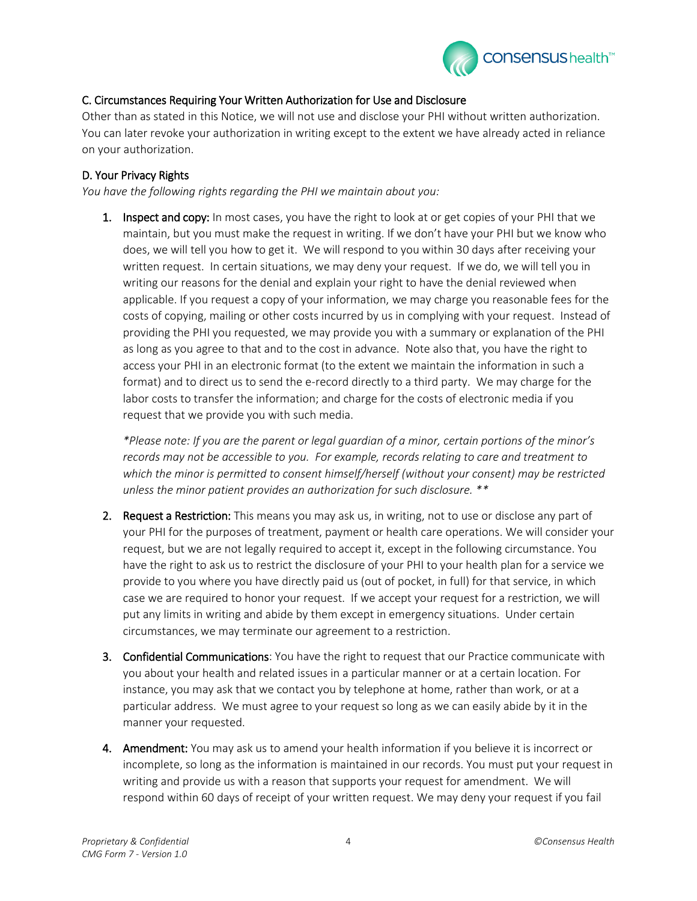### C. Circumstances Requiring Your Written Authorization for Use and Disclosure

Other than as stated in this Notice, we will not use and disclose your PHI without written authorization. You can later revoke your authorization in writing except to the extent we have already acted in reliance on your authorization.

### D. Your Privacy Rights

*You have the following rights regarding the PHI we maintain about you:*

1. **Inspect and copy:** In most cases, you have the right to look at or get copies of your PHI that we maintain, but you must make the request in writing. If we don't have your PHI but we know who does, we will tell you how to get it. We will respond to you within 30 days after receiving your written request. In certain situations, we may deny your request. If we do, we will tell you in writing our reasons for the denial and explain your right to have the denial reviewed when applicable. If you request a copy of your information, we may charge you reasonable fees for the costs of copying, mailing or other costs incurred by us in complying with your request. Instead of providing the PHI you requested, we may provide you with a summary or explanation of the PHI as long as you agree to that and to the cost in advance. Note also that, you have the right to access your PHI in an electronic format (to the extent we maintain the information in such a format) and to direct us to send the e-record directly to a third party. We may charge for the labor costs to transfer the information; and charge for the costs of electronic media if you request that we provide you with such media.

   *\*Please note: If you are the parent or legal guardian of a minor, certain portions of the minor's records may not be accessible to you. For example, records relating to care and treatment to which the minor is permitted to consent himself/herself (without your consent) may be restricted unless the minor patient provides an authorization for such disclosure. \*\**

2. **Request a Restriction:** This means you may ask us, in writing, not to use or disclose any part of your PHI for the purposes of treatment, payment or health care operations. We will consider your request, but we are not legally required to accept it, except in the following circumstance. You have the right to ask us to restrict the disclosure of your PHI to your health plan for a service we provide to you where you have directly paid us (out of pocket, in full) for that service, in which case we are required to honor your request. If we accept your request for a restriction, we will put any limits in writing and abide by them except in emergency situations. Under certain circumstances, we may terminate our agreement to a restriction.

3. **Confidential Communications**: You have the right to request that our Practice communicate with you about your health and related issues in a particular manner or at a certain location. For instance, you may ask that we contact you by telephone at home, rather than work, or at a particular address. We must agree to your request so long as we can easily abide by it in the manner your requested.

4. **Amendment:** You may ask us to amend your health information if you believe it is incorrect or incomplete, so long as the information is maintained in our records. You must put your request in writing and provide us with a reason that supports your request for amendment. We will respond within 60 days of receipt of your written request. We may deny your request if you fail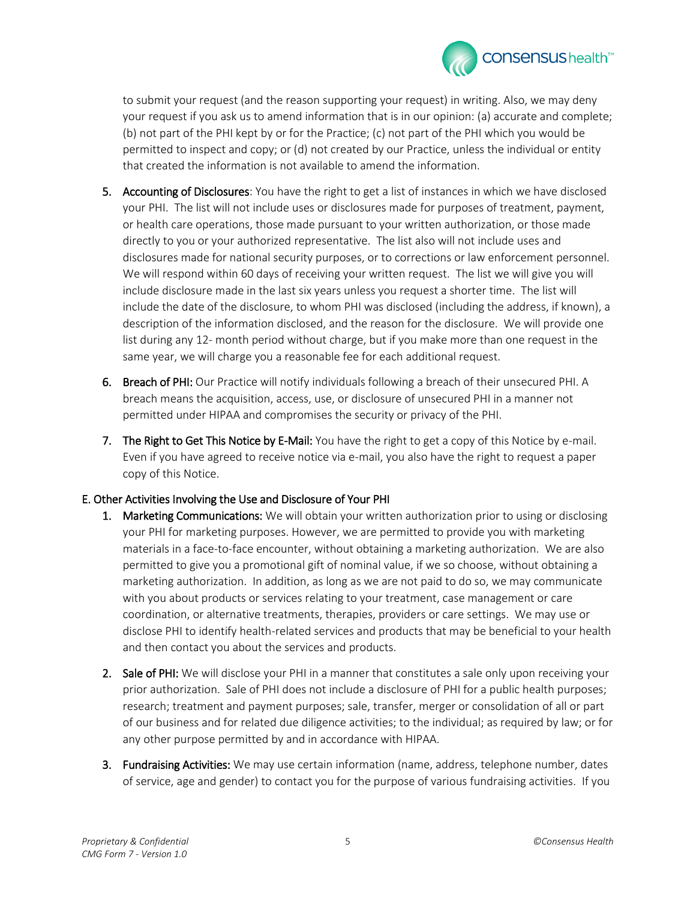to submit your request (and the reason supporting your request) in writing. Also, we may deny your request if you ask us to amend information that is in our opinion: (a) accurate and complete; (b) not part of the PHI kept by or for the Practice; (c) not part of the PHI which you would be permitted to inspect and copy; or (d) not created by our Practice, unless the individual or entity that created the information is not available to amend the information.

5. **Accounting of Disclosures**: You have the right to get a list of instances in which we have disclosed your PHI. The list will not include uses or disclosures made for purposes of treatment, payment, or health care operations, those made pursuant to your written authorization, or those made directly to you or your authorized representative. The list also will not include uses and disclosures made for national security purposes, or to corrections or law enforcement personnel. We will respond within 60 days of receiving your written request. The list we will give you will include disclosure made in the last six years unless you request a shorter time. The list will include the date of the disclosure, to whom PHI was disclosed (including the address, if known), a description of the information disclosed, and the reason for the disclosure. We will provide one list during any 12- month period without charge, but if you make more than one request in the same year, we will charge you a reasonable fee for each additional request.

6. **Breach of PHI:** Our Practice will notify individuals following a breach of their unsecured PHI. A breach means the acquisition, access, use, or disclosure of unsecured PHI in a manner not permitted under HIPAA and compromises the security or privacy of the PHI.

7. **The Right to Get This Notice by E-Mail:** You have the right to get a copy of this Notice by e-mail. Even if you have agreed to receive notice via e-mail, you also have the right to request a paper copy of this Notice.

E. Other Activities Involving the Use and Disclosure of Your PHI

1. **Marketing Communications:** We will obtain your written authorization prior to using or disclosing your PHI for marketing purposes. However, we are permitted to provide you with marketing materials in a face-to-face encounter, without obtaining a marketing authorization. We are also permitted to give you a promotional gift of nominal value, if we so choose, without obtaining a marketing authorization. In addition, as long as we are not paid to do so, we may communicate with you about products or services relating to your treatment, case management or care coordination, or alternative treatments, therapies, providers or care settings. We may use or disclose PHI to identify health-related services and products that may be beneficial to your health and then contact you about the services and products.

2. **Sale of PHI:** We will disclose your PHI in a manner that constitutes a sale only upon receiving your prior authorization. Sale of PHI does not include a disclosure of PHI for a public health purposes; research; treatment and payment purposes; sale, transfer, merger or consolidation of all or part of our business and for related due diligence activities; to the individual; as required by law; or for any other purpose permitted by and in accordance with HIPAA.

3. **Fundraising Activities:** We may use certain information (name, address, telephone number, dates of service, age and gender) to contact you for the purpose of various fundraising activities. If you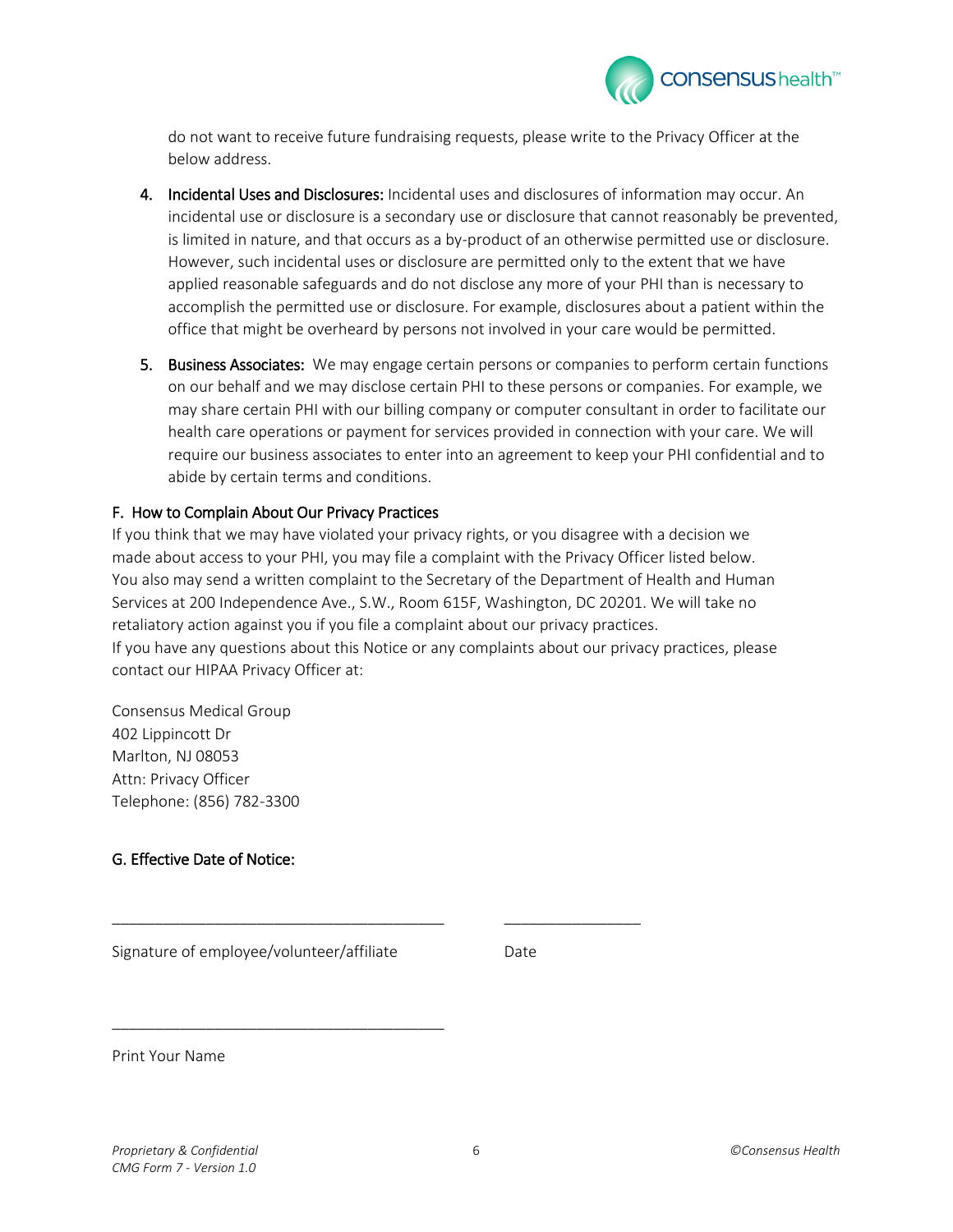do not want to receive future fundraising requests, please write to the Privacy Officer at the below address.

4. **Incidental Uses and Disclosures:** Incidental uses and disclosures of information may occur. An incidental use or disclosure is a secondary use or disclosure that cannot reasonably be prevented, is limited in nature, and that occurs as a by-product of an otherwise permitted use or disclosure. However, such incidental uses or disclosure are permitted only to the extent that we have applied reasonable safeguards and do not disclose any more of your PHI than is necessary to accomplish the permitted use or disclosure. For example, disclosures about a patient within the office that might be overheard by persons not involved in your care would be permitted.

5. **Business Associates:** We may engage certain persons or companies to perform certain functions on our behalf and we may disclose certain PHI to these persons or companies. For example, we may share certain PHI with our billing company or computer consultant in order to facilitate our health care operations or payment for services provided in connection with your care. We will require our business associates to enter into an agreement to keep your PHI confidential and to abide by certain terms and conditions.

## F. How to Complain About Our Privacy Practices

If you think that we may have violated your privacy rights, or you disagree with a decision we made about access to your PHI, you may file a complaint with the Privacy Officer listed below. You also may send a written complaint to the Secretary of the Department of Health and Human Services at 200 Independence Ave., S.W., Room 615F, Washington, DC 20201. We will take no retaliatory action against you if you file a complaint about our privacy practices.
If you have any questions about this Notice or any complaints about our privacy practices, please contact our HIPAA Privacy Officer at:

Consensus Medical Group
402 Lippincott Dr
Marlton, NJ 08053
Attn: Privacy Officer
Telephone: (856) 782-3300

## G. Effective Date of Notice:

\_\_\_\_\_\_\_\_\_\_\_\_\_\_\_\_\_\_\_\_\_\_\_\_\_\_\_\_\_\_\_\_\_\_\_\_\_\_\_\_ \_\_\_\_\_\_\_\_\_\_\_\_\_\_\_\_\_\_

Signature of employee/volunteer/affiliate Date

\_\_\_\_\_\_\_\_\_\_\_\_\_\_\_\_\_\_\_\_\_\_\_\_\_\_\_\_\_\_\_\_\_\_\_\_\_\_\_\_

Print Your Name

*Proprietary & Confidential*
*CMG Form 7 - Version 1.0*